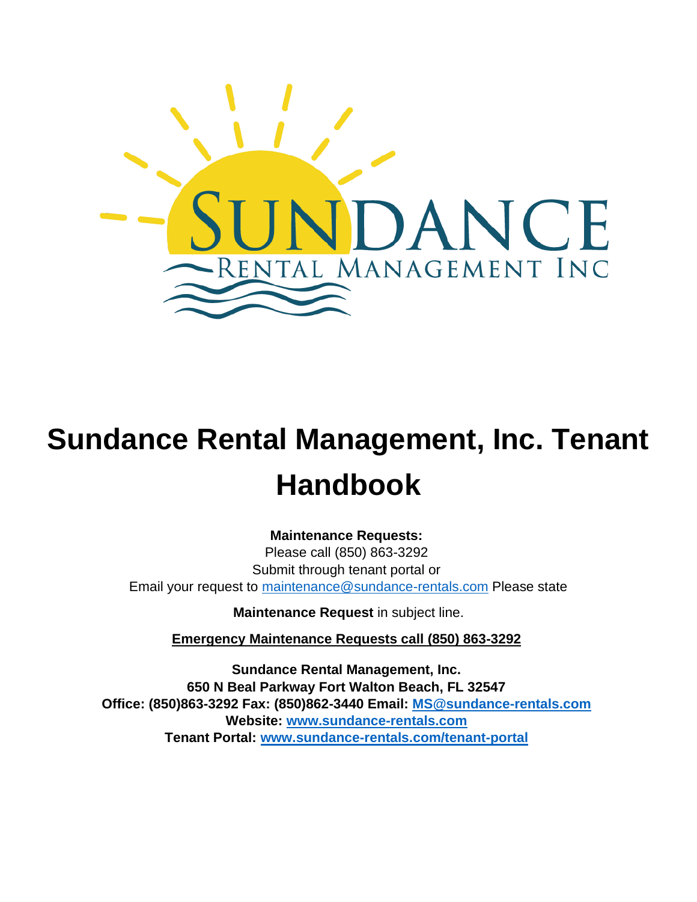# Sundance Rental Management, Inc. Tenant Handbook

**Maintenance Requests:**
Please call (850) 863-3292
Submit through tenant portal or
Email your request to maintenance@sundance-rentals.com Please state

**Maintenance Request** in subject line.

**Emergency Maintenance Requests call (850) 863-3292**

**Sundance Rental Management, Inc.**
**650 N Beal Parkway Fort Walton Beach, FL 32547**
**Office: (850)863-3292 Fax: (850)862-3440 Email: MS@sundance-rentals.com**
**Website: www.sundance-rentals.com**
**Tenant Portal: www.sundance-rentals.com/tenant-portal**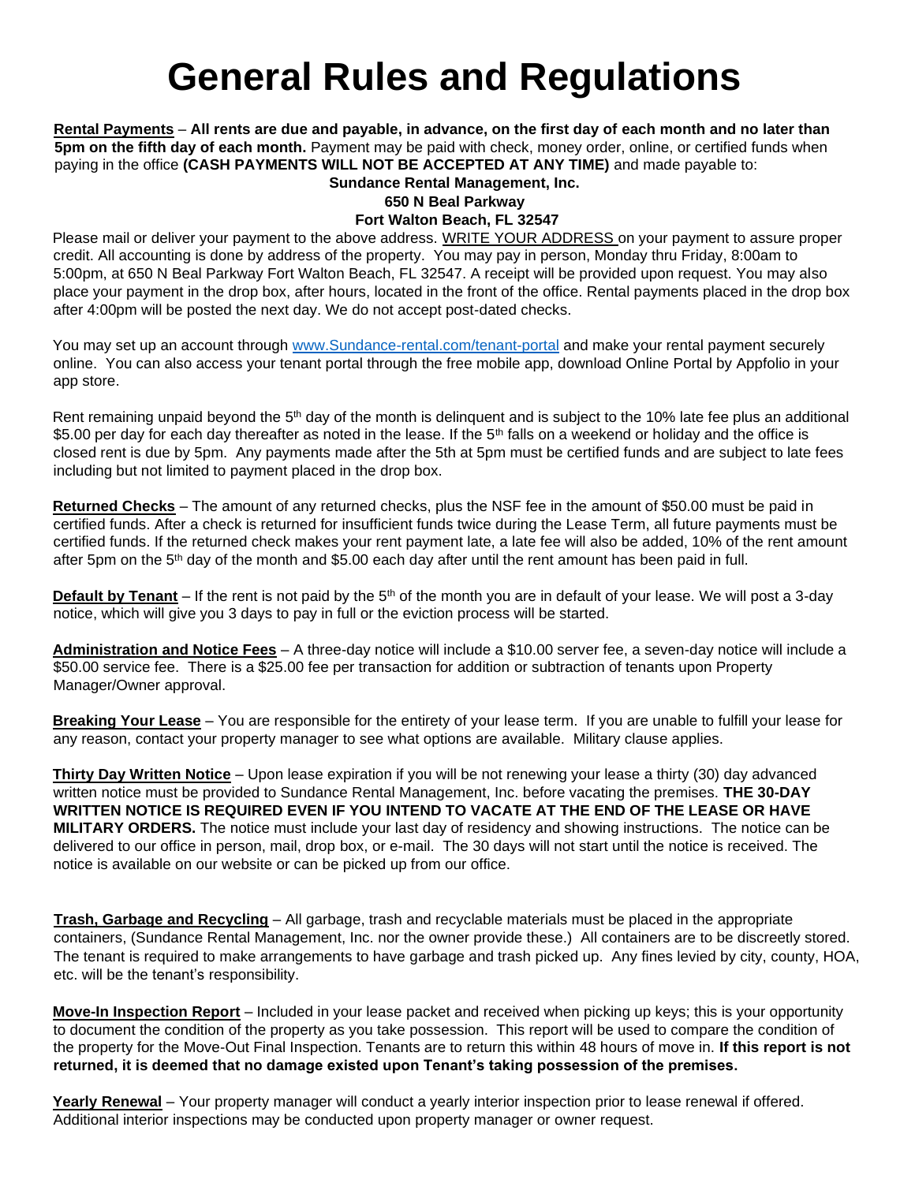# General Rules and Regulations

**Rental Payments** – **All rents are due and payable, in advance, on the first day of each month and no later than 5pm on the fifth day of each month.** Payment may be paid with check, money order, online, or certified funds when paying in the office **(CASH PAYMENTS WILL NOT BE ACCEPTED AT ANY TIME)** and made payable to:

**Sundance Rental Management, Inc.**
**650 N Beal Parkway**
**Fort Walton Beach, FL 32547**

Please mail or deliver your payment to the above address. WRITE YOUR ADDRESS on your payment to assure proper credit. All accounting is done by address of the property. You may pay in person, Monday thru Friday, 8:00am to 5:00pm, at 650 N Beal Parkway Fort Walton Beach, FL 32547. A receipt will be provided upon request. You may also place your payment in the drop box, after hours, located in the front of the office. Rental payments placed in the drop box after 4:00pm will be posted the next day. We do not accept post-dated checks.

You may set up an account through www.Sundance-rental.com/tenant-portal and make your rental payment securely online. You can also access your tenant portal through the free mobile app, download Online Portal by Appfolio in your app store.

Rent remaining unpaid beyond the 5th day of the month is delinquent and is subject to the 10% late fee plus an additional $5.00 per day for each day thereafter as noted in the lease. If the 5th falls on a weekend or holiday and the office is closed rent is due by 5pm. Any payments made after the 5th at 5pm must be certified funds and are subject to late fees including but not limited to payment placed in the drop box.

**Returned Checks** – The amount of any returned checks, plus the NSF fee in the amount of $50.00 must be paid in certified funds. After a check is returned for insufficient funds twice during the Lease Term, all future payments must be certified funds. If the returned check makes your rent payment late, a late fee will also be added, 10% of the rent amount after 5pm on the 5th day of the month and $5.00 each day after until the rent amount has been paid in full.

**Default by Tenant** – If the rent is not paid by the 5th of the month you are in default of your lease. We will post a 3-day notice, which will give you 3 days to pay in full or the eviction process will be started.

**Administration and Notice Fees** – A three-day notice will include a $10.00 server fee, a seven-day notice will include a $50.00 service fee. There is a $25.00 fee per transaction for addition or subtraction of tenants upon Property Manager/Owner approval.

**Breaking Your Lease** – You are responsible for the entirety of your lease term. If you are unable to fulfill your lease for any reason, contact your property manager to see what options are available. Military clause applies.

**Thirty Day Written Notice** – Upon lease expiration if you will be not renewing your lease a thirty (30) day advanced written notice must be provided to Sundance Rental Management, Inc. before vacating the premises. **THE 30-DAY WRITTEN NOTICE IS REQUIRED EVEN IF YOU INTEND TO VACATE AT THE END OF THE LEASE OR HAVE MILITARY ORDERS.** The notice must include your last day of residency and showing instructions. The notice can be delivered to our office in person, mail, drop box, or e-mail. The 30 days will not start until the notice is received. The notice is available on our website or can be picked up from our office.

**Trash, Garbage and Recycling** – All garbage, trash and recyclable materials must be placed in the appropriate containers, (Sundance Rental Management, Inc. nor the owner provide these.) All containers are to be discreetly stored. The tenant is required to make arrangements to have garbage and trash picked up. Any fines levied by city, county, HOA, etc. will be the tenant's responsibility.

**Move-In Inspection Report** – Included in your lease packet and received when picking up keys; this is your opportunity to document the condition of the property as you take possession. This report will be used to compare the condition of the property for the Move-Out Final Inspection. Tenants are to return this within 48 hours of move in. **If this report is not returned, it is deemed that no damage existed upon Tenant's taking possession of the premises.**

**Yearly Renewal** – Your property manager will conduct a yearly interior inspection prior to lease renewal if offered. Additional interior inspections may be conducted upon property manager or owner request.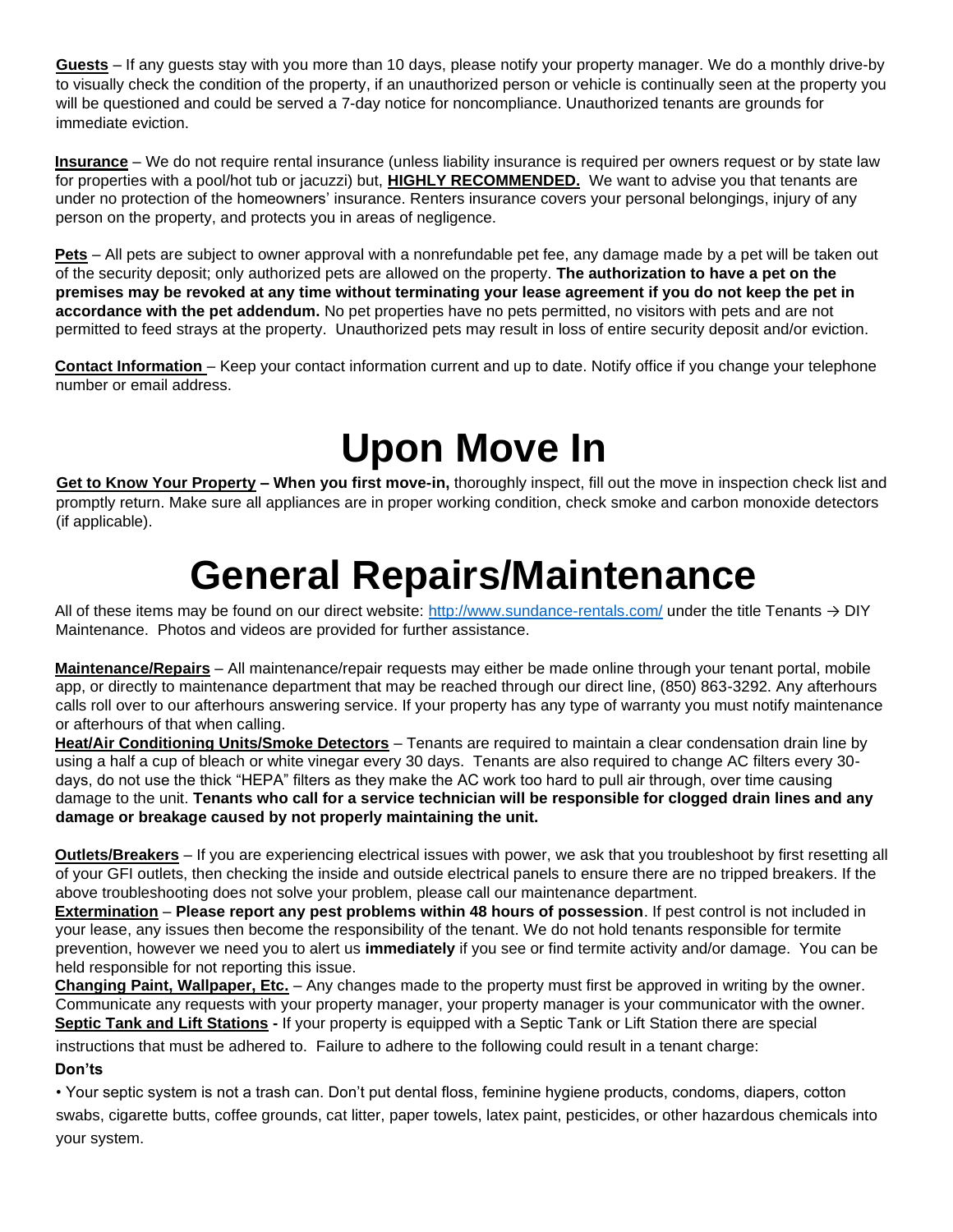**Guests** – If any guests stay with you more than 10 days, please notify your property manager. We do a monthly drive-by to visually check the condition of the property, if an unauthorized person or vehicle is continually seen at the property you will be questioned and could be served a 7-day notice for noncompliance. Unauthorized tenants are grounds for immediate eviction.

**Insurance** – We do not require rental insurance (unless liability insurance is required per owners request or by state law for properties with a pool/hot tub or jacuzzi) but, **HIGHLY RECOMMENDED.** We want to advise you that tenants are under no protection of the homeowners' insurance. Renters insurance covers your personal belongings, injury of any person on the property, and protects you in areas of negligence.

**Pets** – All pets are subject to owner approval with a nonrefundable pet fee, any damage made by a pet will be taken out of the security deposit; only authorized pets are allowed on the property. **The authorization to have a pet on the premises may be revoked at any time without terminating your lease agreement if you do not keep the pet in accordance with the pet addendum.** No pet properties have no pets permitted, no visitors with pets and are not permitted to feed strays at the property. Unauthorized pets may result in loss of entire security deposit and/or eviction.

**Contact Information** – Keep your contact information current and up to date. Notify office if you change your telephone number or email address.

# Upon Move In

**Get to Know Your Property – When you first move-in,** thoroughly inspect, fill out the move in inspection check list and promptly return. Make sure all appliances are in proper working condition, check smoke and carbon monoxide detectors (if applicable).

# General Repairs/Maintenance

All of these items may be found on our direct website: http://www.sundance-rentals.com/ under the title Tenants → DIY Maintenance. Photos and videos are provided for further assistance.

**Maintenance/Repairs** – All maintenance/repair requests may either be made online through your tenant portal, mobile app, or directly to maintenance department that may be reached through our direct line, (850) 863-3292. Any afterhours calls roll over to our afterhours answering service. If your property has any type of warranty you must notify maintenance or afterhours of that when calling.

**Heat/Air Conditioning Units/Smoke Detectors** – Tenants are required to maintain a clear condensation drain line by using a half a cup of bleach or white vinegar every 30 days. Tenants are also required to change AC filters every 30-days, do not use the thick "HEPA" filters as they make the AC work too hard to pull air through, over time causing damage to the unit. **Tenants who call for a service technician will be responsible for clogged drain lines and any damage or breakage caused by not properly maintaining the unit.**

**Outlets/Breakers** – If you are experiencing electrical issues with power, we ask that you troubleshoot by first resetting all of your GFI outlets, then checking the inside and outside electrical panels to ensure there are no tripped breakers. If the above troubleshooting does not solve your problem, please call our maintenance department.

**Extermination** – **Please report any pest problems within 48 hours of possession**. If pest control is not included in your lease, any issues then become the responsibility of the tenant. We do not hold tenants responsible for termite prevention, however we need you to alert us **immediately** if you see or find termite activity and/or damage. You can be held responsible for not reporting this issue.

**Changing Paint, Wallpaper, Etc.** – Any changes made to the property must first be approved in writing by the owner. Communicate any requests with your property manager, your property manager is your communicator with the owner.

**Septic Tank and Lift Stations -** If your property is equipped with a Septic Tank or Lift Station there are special instructions that must be adhered to. Failure to adhere to the following could result in a tenant charge:

**Don'ts**

- Your septic system is not a trash can. Don't put dental floss, feminine hygiene products, condoms, diapers, cotton swabs, cigarette butts, coffee grounds, cat litter, paper towels, latex paint, pesticides, or other hazardous chemicals into your system.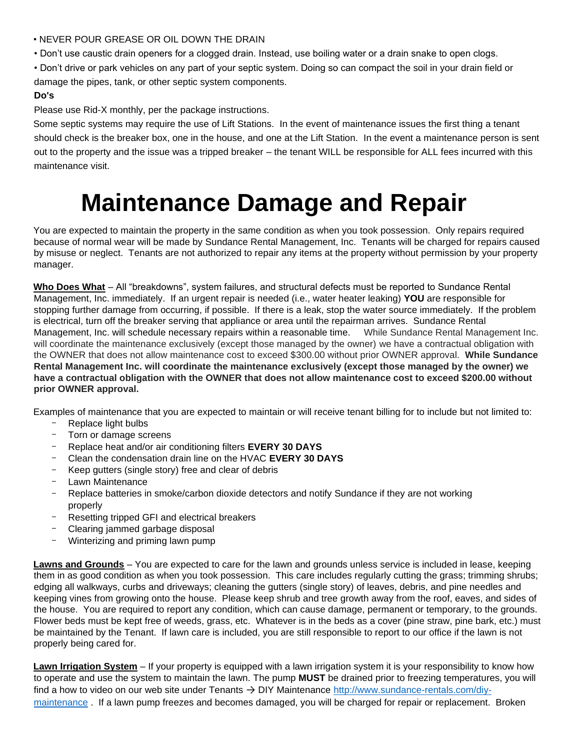• NEVER POUR GREASE OR OIL DOWN THE DRAIN

• Don't use caustic drain openers for a clogged drain. Instead, use boiling water or a drain snake to open clogs.

• Don't drive or park vehicles on any part of your septic system. Doing so can compact the soil in your drain field or damage the pipes, tank, or other septic system components.

**Do's**

Please use Rid-X monthly, per the package instructions.

Some septic systems may require the use of Lift Stations. In the event of maintenance issues the first thing a tenant should check is the breaker box, one in the house, and one at the Lift Station. In the event a maintenance person is sent out to the property and the issue was a tripped breaker – the tenant WILL be responsible for ALL fees incurred with this maintenance visit.

# Maintenance Damage and Repair

You are expected to maintain the property in the same condition as when you took possession. Only repairs required because of normal wear will be made by Sundance Rental Management, Inc. Tenants will be charged for repairs caused by misuse or neglect. Tenants are not authorized to repair any items at the property without permission by your property manager.

**Who Does What** – All "breakdowns", system failures, and structural defects must be reported to Sundance Rental Management, Inc. immediately. If an urgent repair is needed (i.e., water heater leaking) **YOU** are responsible for stopping further damage from occurring, if possible. If there is a leak, stop the water source immediately. If the problem is electrical, turn off the breaker serving that appliance or area until the repairman arrives. Sundance Rental Management, Inc. will schedule necessary repairs within a reasonable time. While Sundance Rental Management Inc. will coordinate the maintenance exclusively (except those managed by the owner) we have a contractual obligation with the OWNER that does not allow maintenance cost to exceed $300.00 without prior OWNER approval. **While Sundance Rental Management Inc. will coordinate the maintenance exclusively (except those managed by the owner) we have a contractual obligation with the OWNER that does not allow maintenance cost to exceed $200.00 without prior OWNER approval.**

Examples of maintenance that you are expected to maintain or will receive tenant billing for to include but not limited to:

- Replace light bulbs
- Torn or damage screens
- Replace heat and/or air conditioning filters **EVERY 30 DAYS**
- Clean the condensation drain line on the HVAC **EVERY 30 DAYS**
- Keep gutters (single story) free and clear of debris
- Lawn Maintenance
- Replace batteries in smoke/carbon dioxide detectors and notify Sundance if they are not working properly
- Resetting tripped GFI and electrical breakers
- Clearing jammed garbage disposal
- Winterizing and priming lawn pump

**Lawns and Grounds** – You are expected to care for the lawn and grounds unless service is included in lease, keeping them in as good condition as when you took possession. This care includes regularly cutting the grass; trimming shrubs; edging all walkways, curbs and driveways; cleaning the gutters (single story) of leaves, debris, and pine needles and keeping vines from growing onto the house. Please keep shrub and tree growth away from the roof, eaves, and sides of the house. You are required to report any condition, which can cause damage, permanent or temporary, to the grounds. Flower beds must be kept free of weeds, grass, etc. Whatever is in the beds as a cover (pine straw, pine bark, etc.) must be maintained by the Tenant. If lawn care is included, you are still responsible to report to our office if the lawn is not properly being cared for.

**Lawn Irrigation System** – If your property is equipped with a lawn irrigation system it is your responsibility to know how to operate and use the system to maintain the lawn. The pump **MUST** be drained prior to freezing temperatures, you will find a how to video on our web site under Tenants → DIY Maintenance [http://www.sundance-rentals.com/diy-maintenance](http://www.sundance-rentals.com/diy-maintenance) . If a lawn pump freezes and becomes damaged, you will be charged for repair or replacement. Broken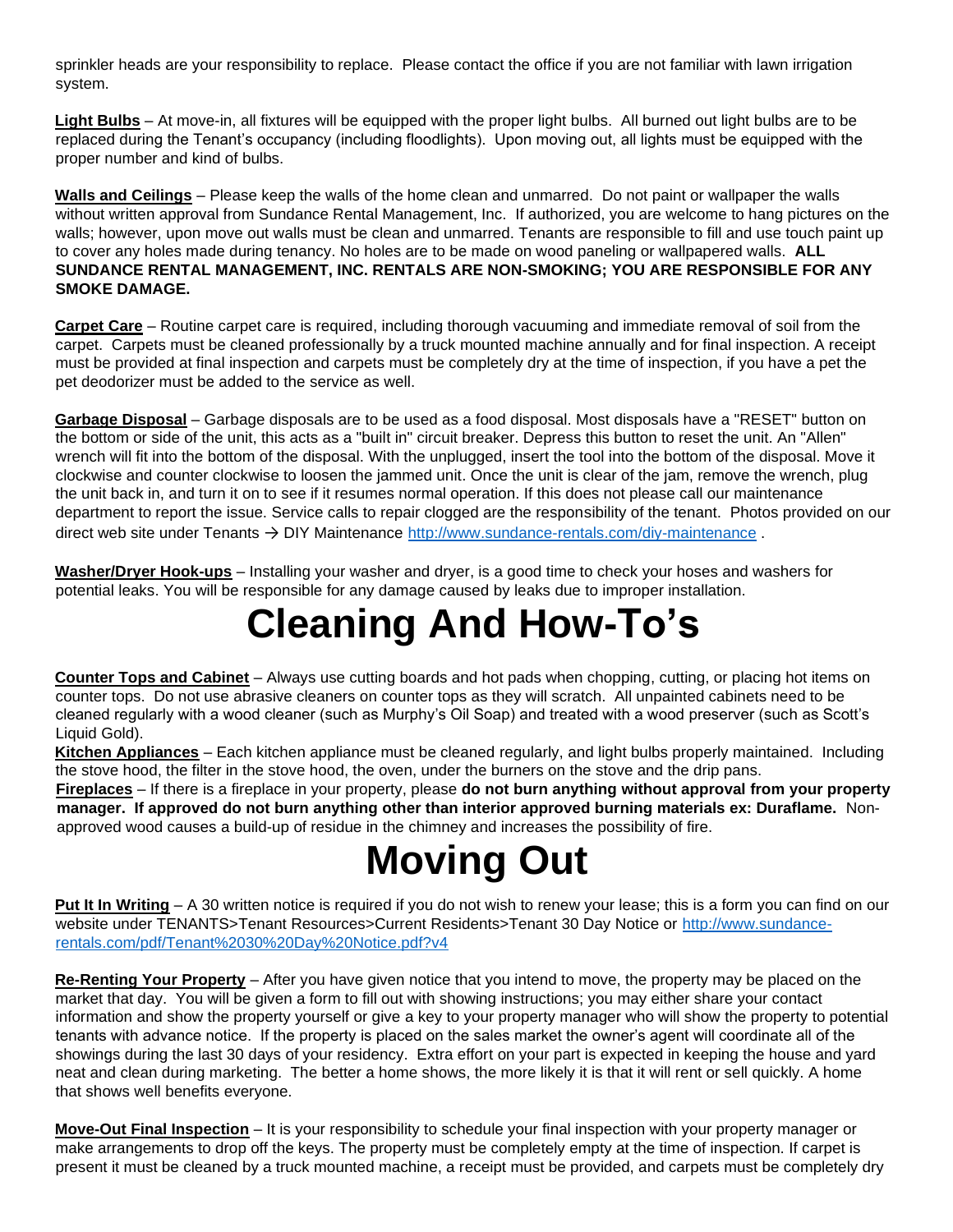sprinkler heads are your responsibility to replace. Please contact the office if you are not familiar with lawn irrigation system.

**Light Bulbs** – At move-in, all fixtures will be equipped with the proper light bulbs. All burned out light bulbs are to be replaced during the Tenant's occupancy (including floodlights). Upon moving out, all lights must be equipped with the proper number and kind of bulbs.

**Walls and Ceilings** – Please keep the walls of the home clean and unmarred. Do not paint or wallpaper the walls without written approval from Sundance Rental Management, Inc. If authorized, you are welcome to hang pictures on the walls; however, upon move out walls must be clean and unmarred. Tenants are responsible to fill and use touch paint up to cover any holes made during tenancy. No holes are to be made on wood paneling or wallpapered walls. **ALL SUNDANCE RENTAL MANAGEMENT, INC. RENTALS ARE NON-SMOKING; YOU ARE RESPONSIBLE FOR ANY SMOKE DAMAGE.**

**Carpet Care** – Routine carpet care is required, including thorough vacuuming and immediate removal of soil from the carpet. Carpets must be cleaned professionally by a truck mounted machine annually and for final inspection. A receipt must be provided at final inspection and carpets must be completely dry at the time of inspection, if you have a pet the pet deodorizer must be added to the service as well.

**Garbage Disposal** – Garbage disposals are to be used as a food disposal. Most disposals have a "RESET" button on the bottom or side of the unit, this acts as a "built in" circuit breaker. Depress this button to reset the unit. An "Allen" wrench will fit into the bottom of the disposal. With the unplugged, insert the tool into the bottom of the disposal. Move it clockwise and counter clockwise to loosen the jammed unit. Once the unit is clear of the jam, remove the wrench, plug the unit back in, and turn it on to see if it resumes normal operation. If this does not please call our maintenance department to report the issue. Service calls to repair clogged are the responsibility of the tenant. Photos provided on our direct web site under Tenants → DIY Maintenance http://www.sundance-rentals.com/diy-maintenance .

**Washer/Dryer Hook-ups** – Installing your washer and dryer, is a good time to check your hoses and washers for potential leaks. You will be responsible for any damage caused by leaks due to improper installation.

# Cleaning And How-To's

**Counter Tops and Cabinet** – Always use cutting boards and hot pads when chopping, cutting, or placing hot items on counter tops. Do not use abrasive cleaners on counter tops as they will scratch. All unpainted cabinets need to be cleaned regularly with a wood cleaner (such as Murphy's Oil Soap) and treated with a wood preserver (such as Scott's Liquid Gold).

**Kitchen Appliances** – Each kitchen appliance must be cleaned regularly, and light bulbs properly maintained. Including the stove hood, the filter in the stove hood, the oven, under the burners on the stove and the drip pans.

**Fireplaces** – If there is a fireplace in your property, please **do not burn anything without approval from your property manager. If approved do not burn anything other than interior approved burning materials ex: Duraflame.** Non-approved wood causes a build-up of residue in the chimney and increases the possibility of fire.

# Moving Out

**Put It In Writing** – A 30 written notice is required if you do not wish to renew your lease; this is a form you can find on our website under TENANTS>Tenant Resources>Current Residents>Tenant 30 Day Notice or http://www.sundance-rentals.com/pdf/Tenant%2030%20Day%20Notice.pdf?v4

**Re-Renting Your Property** – After you have given notice that you intend to move, the property may be placed on the market that day. You will be given a form to fill out with showing instructions; you may either share your contact information and show the property yourself or give a key to your property manager who will show the property to potential tenants with advance notice. If the property is placed on the sales market the owner's agent will coordinate all of the showings during the last 30 days of your residency. Extra effort on your part is expected in keeping the house and yard neat and clean during marketing. The better a home shows, the more likely it is that it will rent or sell quickly. A home that shows well benefits everyone.

**Move-Out Final Inspection** – It is your responsibility to schedule your final inspection with your property manager or make arrangements to drop off the keys. The property must be completely empty at the time of inspection. If carpet is present it must be cleaned by a truck mounted machine, a receipt must be provided, and carpets must be completely dry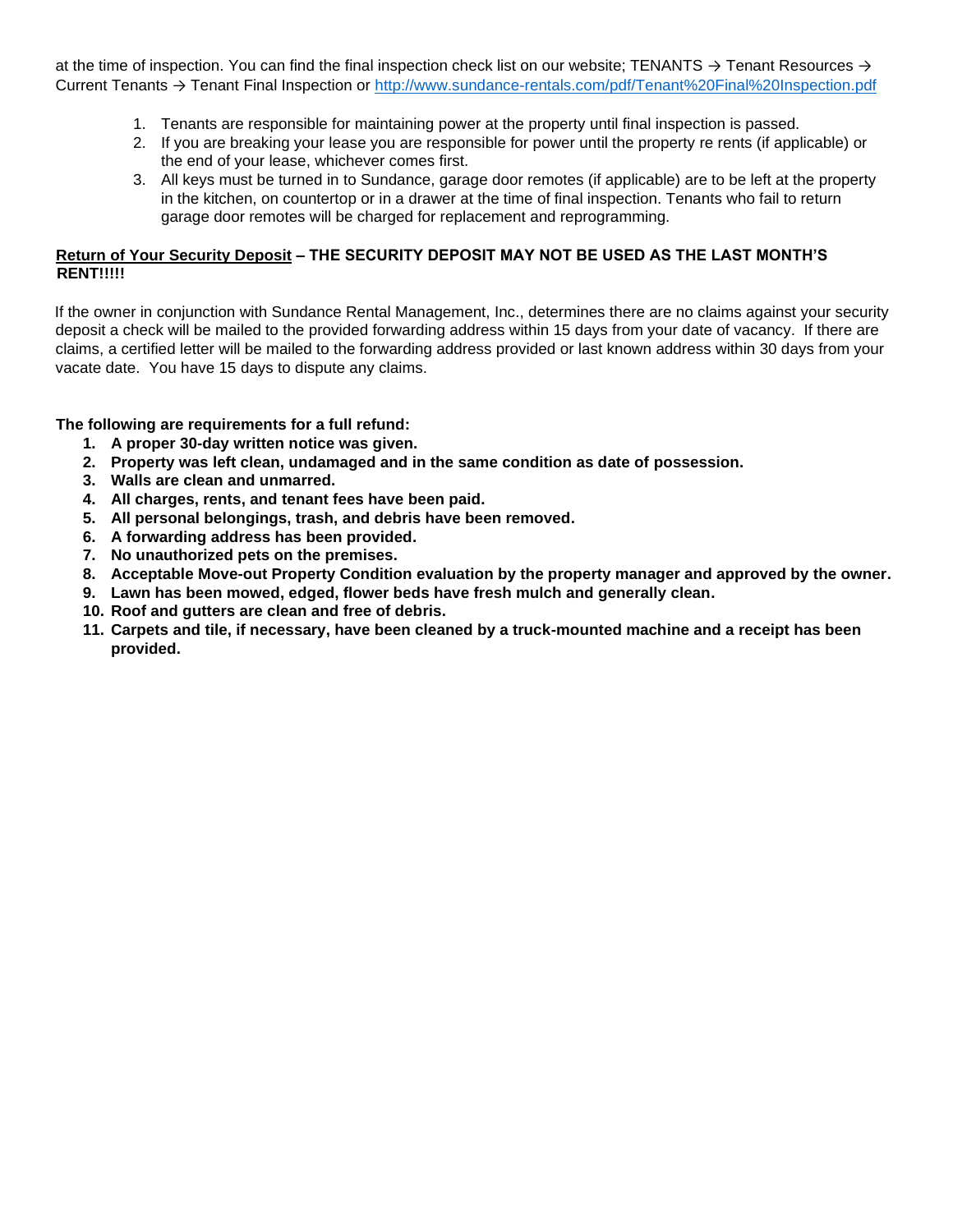at the time of inspection. You can find the final inspection check list on our website; TENANTS → Tenant Resources → Current Tenants → Tenant Final Inspection or [http://www.sundance-rentals.com/pdf/Tenant%20Final%20Inspection.pdf](http://www.sundance-rentals.com/pdf/Tenant%20Final%20Inspection.pdf)

1. Tenants are responsible for maintaining power at the property until final inspection is passed.
2. If you are breaking your lease you are responsible for power until the property re rents (if applicable) or the end of your lease, whichever comes first.
3. All keys must be turned in to Sundance, garage door remotes (if applicable) are to be left at the property in the kitchen, on countertop or in a drawer at the time of final inspection. Tenants who fail to return garage door remotes will be charged for replacement and reprogramming.

**Return of Your Security Deposit – THE SECURITY DEPOSIT MAY NOT BE USED AS THE LAST MONTH'S RENT!!!!!**

If the owner in conjunction with Sundance Rental Management, Inc., determines there are no claims against your security deposit a check will be mailed to the provided forwarding address within 15 days from your date of vacancy. If there are claims, a certified letter will be mailed to the forwarding address provided or last known address within 30 days from your vacate date. You have 15 days to dispute any claims.

**The following are requirements for a full refund:**

1. **A proper 30-day written notice was given.**
2. **Property was left clean, undamaged and in the same condition as date of possession.**
3. **Walls are clean and unmarred.**
4. **All charges, rents, and tenant fees have been paid.**
5. **All personal belongings, trash, and debris have been removed.**
6. **A forwarding address has been provided.**
7. **No unauthorized pets on the premises.**
8. **Acceptable Move-out Property Condition evaluation by the property manager and approved by the owner.**
9. **Lawn has been mowed, edged, flower beds have fresh mulch and generally clean.**
10. **Roof and gutters are clean and free of debris.**
11. **Carpets and tile, if necessary, have been cleaned by a truck-mounted machine and a receipt has been provided.**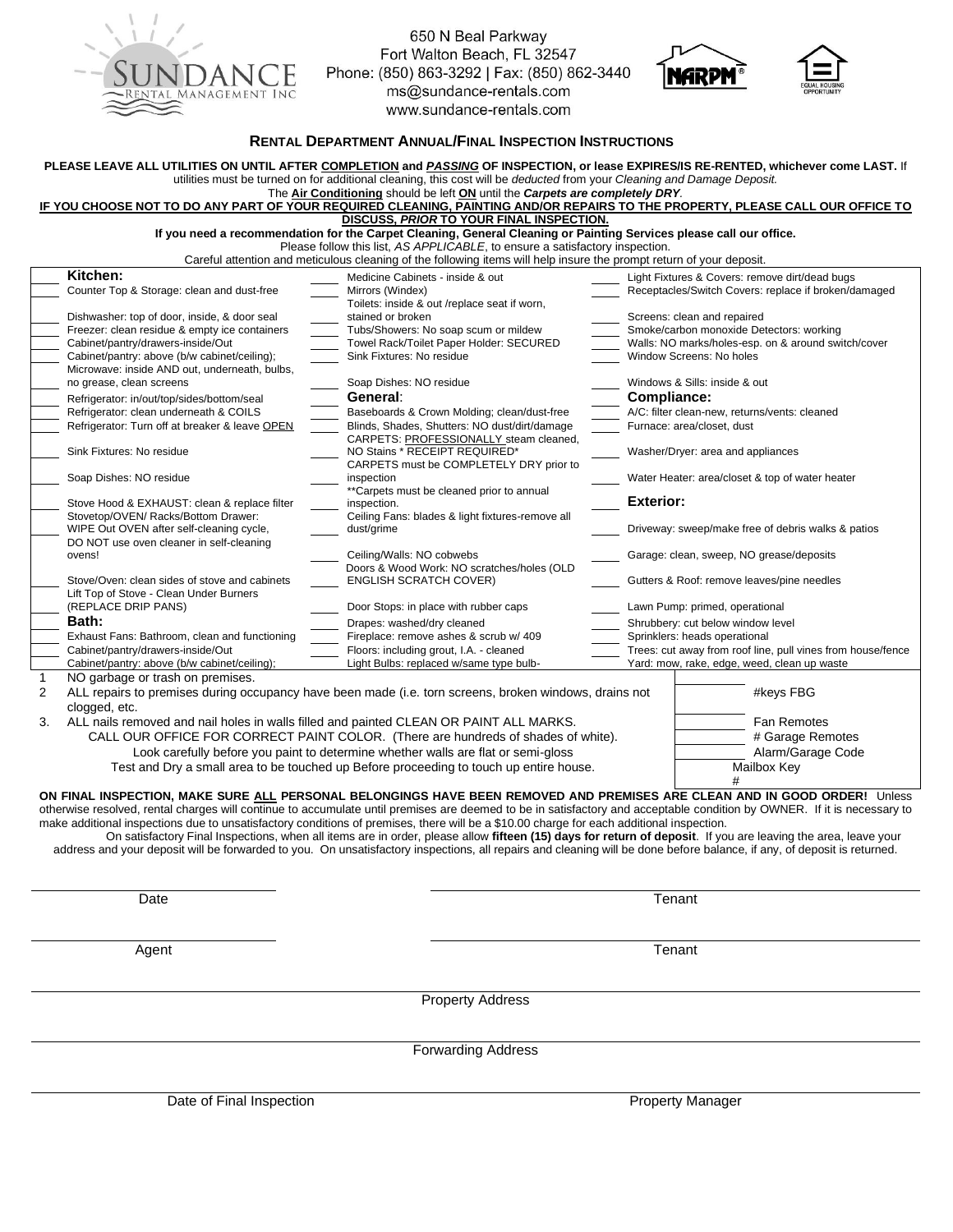650 N Beal Parkway
Fort Walton Beach, FL 32547
Phone: (850) 863-3292 | Fax: (850) 862-3440
ms@sundance-rentals.com
www.sundance-rentals.com

## RENTAL DEPARTMENT ANNUAL/FINAL INSPECTION INSTRUCTIONS

**PLEASE LEAVE ALL UTILITIES ON UNTIL AFTER COMPLETION and *PASSING* OF INSPECTION, or lease EXPIRES/IS RE-RENTED, whichever come LAST.** If utilities must be turned on for additional cleaning, this cost will be *deducted* from your *Cleaning and Damage Deposit.*
The **Air Conditioning** should be left **ON** until the ***Carpets are completely DRY***.

**IF YOU CHOOSE NOT TO DO ANY PART OF YOUR REQUIRED CLEANING, PAINTING AND/OR REPAIRS TO THE PROPERTY, PLEASE CALL OUR OFFICE TO DISCUSS, *PRIOR* TO YOUR FINAL INSPECTION.**

**If you need a recommendation for the Carpet Cleaning, General Cleaning or Painting Services please call our office.**
Please follow this list, *AS APPLICABLE*, to ensure a satisfactory inspection.
Careful attention and meticulous cleaning of the following items will help insure the prompt return of your deposit.

| | | | | | |
|---|---|---|---|---|---|
| | **Kitchen:** | | Medicine Cabinets - inside & out | | Light Fixtures & Covers: remove dirt/dead bugs |
| | Counter Top & Storage: clean and dust-free | | Mirrors (Windex) | | Receptacles/Switch Covers: replace if broken/damaged |
| | Dishwasher: top of door, inside, & door seal | | Toilets: inside & out /replace seat if worn, stained or broken | | Screens: clean and repaired |
| | Freezer: clean residue & empty ice containers | | Tubs/Showers: No soap scum or mildew | | Smoke/carbon monoxide Detectors: working |
| | Cabinet/pantry/drawers-inside/Out | | Towel Rack/Toilet Paper Holder: SECURED | | Walls: NO marks/holes-esp. on & around switch/cover |
| | Cabinet/pantry: above (b/w cabinet/ceiling); | | Sink Fixtures: No residue | | Window Screens: No holes |
| | Microwave: inside AND out, underneath, bulbs, no grease, clean screens | | Soap Dishes: NO residue | | Windows & Sills: inside & out |
| | Refrigerator: in/out/top/sides/bottom/seal | | **General**: | | **Compliance:** |
| | Refrigerator: clean underneath & COILS | | Baseboards & Crown Molding; clean/dust-free | | A/C: filter clean-new, returns/vents: cleaned |
| | Refrigerator: Turn off at breaker & leave OPEN | | Blinds, Shades, Shutters: NO dust/dirt/damage | | Furnace: area/closet, dust |
| | Sink Fixtures: No residue | | CARPETS: PROFESSIONALLY steam cleaned, NO Stains * RECEIPT REQUIRED* | | Washer/Dryer: area and appliances |
| | Soap Dishes: NO residue | | CARPETS must be COMPLETELY DRY prior to inspection | | Water Heater: area/closet & top of water heater |
| | Stove Hood & EXHAUST: clean & replace filter | | **Carpets must be cleaned prior to annual inspection. | | **Exterior:** |
| | Stovetop/OVEN/ Racks/Bottom Drawer: WIPE Out OVEN after self-cleaning cycle, DO NOT use oven cleaner in self-cleaning ovens! | | Ceiling Fans: blades & light fixtures-remove all dust/grime | | Driveway: sweep/make free of debris walks & patios |
| | | | Ceiling/Walls: NO cobwebs | | Garage: clean, sweep, NO grease/deposits |
| | Stove/Oven: clean sides of stove and cabinets | | Doors & Wood Work: NO scratches/holes (OLD ENGLISH SCRATCH COVER) | | Gutters & Roof: remove leaves/pine needles |
| | Lift Top of Stove - Clean Under Burners (REPLACE DRIP PANS) | | Door Stops: in place with rubber caps | | Lawn Pump: primed, operational |
| | **Bath:** | | Drapes: washed/dry cleaned | | Shrubbery: cut below window level |
| | Exhaust Fans: Bathroom, clean and functioning | | Fireplace: remove ashes & scrub w/ 409 | | Sprinklers: heads operational |
| | Cabinet/pantry/drawers-inside/Out | | Floors: including grout, I.A. - cleaned | | Trees: cut away from roof line, pull vines from house/fence |
| | Cabinet/pantry: above (b/w cabinet/ceiling); | | Light Bulbs: replaced w/same type bulb- | | Yard: mow, rake, edge, weed, clean up waste |

1 NO garbage or trash on premises.
2 ALL repairs to premises during occupancy have been made (i.e. torn screens, broken windows, drains not clogged, etc.
3. ALL nails removed and nail holes in walls filled and painted CLEAN OR PAINT ALL MARKS.
CALL OUR OFFICE FOR CORRECT PAINT COLOR. (There are hundreds of shades of white).
Look carefully before you paint to determine whether walls are flat or semi-gloss
Test and Dry a small area to be touched up Before proceeding to touch up entire house.

| | |
|---|---|
| | #keys FBG |
| | Fan Remotes |
| | # Garage Remotes |
| | Alarm/Garage Code |
| | Mailbox Key # |

**ON FINAL INSPECTION, MAKE SURE ALL PERSONAL BELONGINGS HAVE BEEN REMOVED AND PREMISES ARE CLEAN AND IN GOOD ORDER!** Unless otherwise resolved, rental charges will continue to accumulate until premises are deemed to be in satisfactory and acceptable condition by OWNER. If it is necessary to make additional inspections due to unsatisfactory conditions of premises, there will be a $10.00 charge for each additional inspection.

On satisfactory Final Inspections, when all items are in order, please allow **fifteen (15) days for return of deposit**. If you are leaving the area, leave your address and your deposit will be forwarded to you. On unsatisfactory inspections, all repairs and cleaning will be done before balance, if any, of deposit is returned.

Date ______________________ Tenant ______________________

Agent ______________________ Tenant ______________________

Property Address ______________________

Forwarding Address ______________________

Date of Final Inspection ______________________ Property Manager ______________________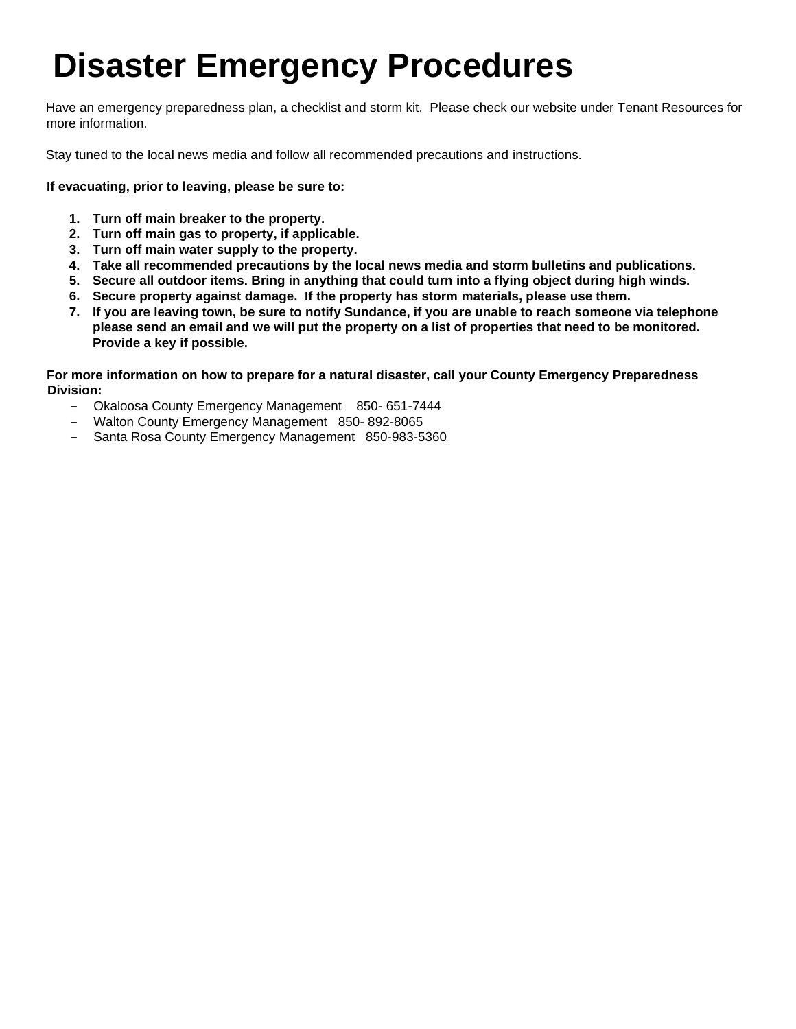# Disaster Emergency Procedures

Have an emergency preparedness plan, a checklist and storm kit. Please check our website under Tenant Resources for more information.

Stay tuned to the local news media and follow all recommended precautions and instructions.

**If evacuating, prior to leaving, please be sure to:**

1. **Turn off main breaker to the property.**
2. **Turn off main gas to property, if applicable.**
3. **Turn off main water supply to the property.**
4. **Take all recommended precautions by the local news media and storm bulletins and publications.**
5. **Secure all outdoor items. Bring in anything that could turn into a flying object during high winds.**
6. **Secure property against damage. If the property has storm materials, please use them.**
7. **If you are leaving town, be sure to notify Sundance, if you are unable to reach someone via telephone please send an email and we will put the property on a list of properties that need to be monitored. Provide a key if possible.**

**For more information on how to prepare for a natural disaster, call your County Emergency Preparedness Division:**

- Okaloosa County Emergency Management 850- 651-7444
- Walton County Emergency Management 850- 892-8065
- Santa Rosa County Emergency Management 850-983-5360